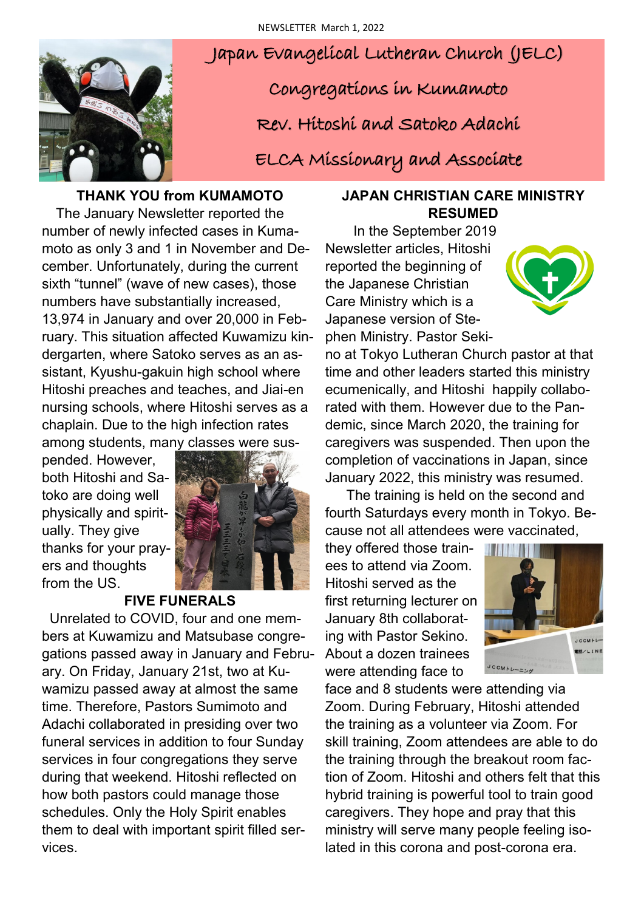NEWSLETTER March 1, 2022

# Japan Evangelical Lutheran Church (JELC)

## Congregations in Kumamoto

## Rev. Hitoshi and Satoko Adachi

## ELCA Missionary and Associate

### THANK YOU from KUMAMOTO

The January Newsletter reported the number of newly infected cases in Kumamoto as only 3 and 1 in November and December. Unfortunately, during the current sixth "tunnel" (wave of new cases), those numbers have substantially increased, 13,974 in January and over 20,000 in February. This situation affected Kuwamizu kindergarten, where Satoko serves as an assistant, Kyushu-gakuin high school where Hitoshi preaches and teaches, and Jiai-en nursing schools, where Hitoshi serves as a chaplain. Due to the high infection rates among students, many classes were suspended. However, both Hitoshi and Satoko are doing well physically and spiritually. They give thanks for your prayers and thoughts from the US.

### FIVE FUNERALS

Unrelated to COVID, four and one members at Kuwamizu and Matsubase congregations passed away in January and February. On Friday, January 21st, two at Kuwamizu passed away at almost the same time. Therefore, Pastors Sumimoto and Adachi collaborated in presiding over two funeral services in addition to four Sunday services in four congregations they serve during that weekend. Hitoshi reflected on how both pastors could manage those schedules. Only the Holy Spirit enables them to deal with important spirit filled services.

### JAPAN CHRISTIAN CARE MINISTRY RESUMED

In the September 2019 Newsletter articles, Hitoshi reported the beginning of the Japanese Christian Care Ministry which is a Japanese version of Stephen Ministry. Pastor Sekino at Tokyo Lutheran Church pastor at that time and other leaders started this ministry ecumenically, and Hitoshi happily collaborated with them. However due to the Pandemic, since March 2020, the training for caregivers was suspended. Then upon the completion of vaccinations in Japan, since January 2022, this ministry was resumed.

The training is held on the second and fourth Saturdays every month in Tokyo. Because not all attendees were vaccinated, they offered those trainees to attend via Zoom. Hitoshi served as the first returning lecturer on January 8th collaborating with Pastor Sekino. About a dozen trainees were attending face to face and 8 students were attending via Zoom. During February, Hitoshi attended the training as a volunteer via Zoom. For skill training, Zoom attendees are able to do the training through the breakout room faction of Zoom. Hitoshi and others felt that this hybrid training is powerful tool to train good caregivers. They hope and pray that this ministry will serve many people feeling isolated in this corona and post-corona era.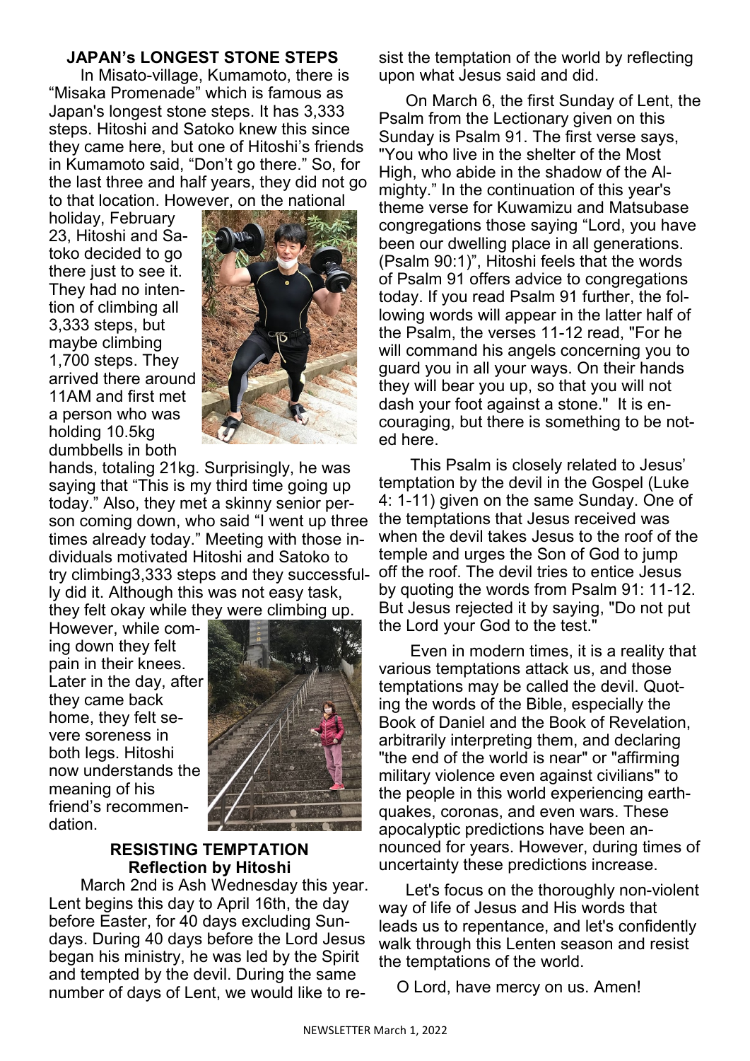### JAPAN's LONGEST STONE STEPS

In Misato-village, Kumamoto, there is "Misaka Promenade" which is famous as Japan's longest stone steps. It has 3,333 steps. Hitoshi and Satoko knew this since they came here, but one of Hitoshi's friends in Kumamoto said, "Don't go there." So, for the last three and half years, they did not go to that location. However, on the national holiday, February 23, Hitoshi and Satoko decided to go there just to see it. They had no intention of climbing all 3,333 steps, but maybe climbing 1,700 steps. They arrived there around 11AM and first met a person who was holding 10.5kg dumbbells in both hands, totaling 21kg. Surprisingly, he was saying that "This is my third time going up today." Also, they met a skinny senior person coming down, who said "I went up three times already today." Meeting with those individuals motivated Hitoshi and Satoko to try climbing3,333 steps and they successfully did it. Although this was not easy task, they felt okay while they were climbing up. However, while coming down they felt pain in their knees. Later in the day, after they came back home, they felt severe soreness in both legs. Hitoshi now understands the meaning of his friend's recommendation.

### RESISTING TEMPTATION
**Reflection by Hitoshi**

March 2nd is Ash Wednesday this year. Lent begins this day to April 16th, the day before Easter, for 40 days excluding Sundays. During 40 days before the Lord Jesus began his ministry, he was led by the Spirit and tempted by the devil. During the same number of days of Lent, we would like to resist the temptation of the world by reflecting upon what Jesus said and did.

On March 6, the first Sunday of Lent, the Psalm from the Lectionary given on this Sunday is Psalm 91. The first verse says, "You who live in the shelter of the Most High, who abide in the shadow of the Almighty." In the continuation of this year's theme verse for Kuwamizu and Matsubase congregations those saying "Lord, you have been our dwelling place in all generations. (Psalm 90:1)", Hitoshi feels that the words of Psalm 91 offers advice to congregations today. If you read Psalm 91 further, the following words will appear in the latter half of the Psalm, the verses 11-12 read, "For he will command his angels concerning you to guard you in all your ways. On their hands they will bear you up, so that you will not dash your foot against a stone." It is encouraging, but there is something to be noted here.

This Psalm is closely related to Jesus' temptation by the devil in the Gospel (Luke 4: 1-11) given on the same Sunday. One of the temptations that Jesus received was when the devil takes Jesus to the roof of the temple and urges the Son of God to jump off the roof. The devil tries to entice Jesus by quoting the words from Psalm 91: 11-12. But Jesus rejected it by saying, "Do not put the Lord your God to the test."

Even in modern times, it is a reality that various temptations attack us, and those temptations may be called the devil. Quoting the words of the Bible, especially the Book of Daniel and the Book of Revelation, arbitrarily interpreting them, and declaring "the end of the world is near" or "affirming military violence even against civilians" to the people in this world experiencing earthquakes, coronas, and even wars. These apocalyptic predictions have been announced for years. However, during times of uncertainty these predictions increase.

Let's focus on the thoroughly non-violent way of life of Jesus and His words that leads us to repentance, and let's confidently walk through this Lenten season and resist the temptations of the world.

O Lord, have mercy on us. Amen!